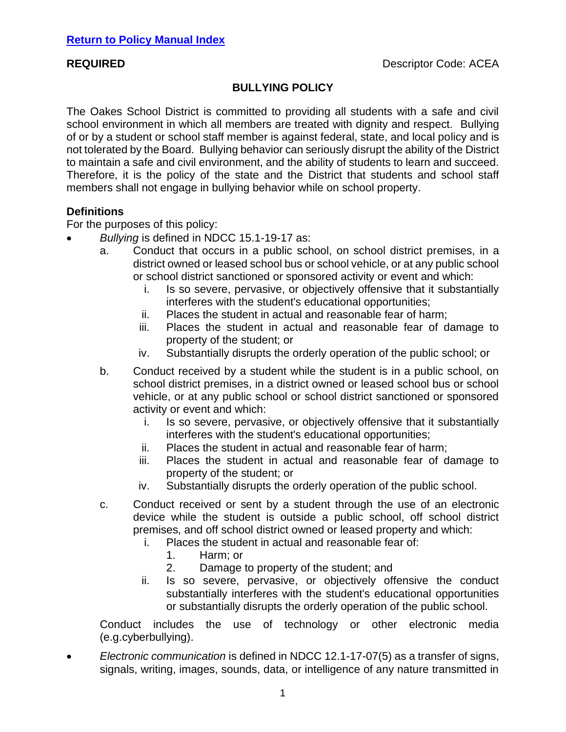[Return to Policy Manual Index](#)

**REQUIRED** Descriptor Code: ACEA

## BULLYING POLICY

The Oakes School District is committed to providing all students with a safe and civil school environment in which all members are treated with dignity and respect. Bullying of or by a student or school staff member is against federal, state, and local policy and is not tolerated by the Board. Bullying behavior can seriously disrupt the ability of the District to maintain a safe and civil environment, and the ability of students to learn and succeed. Therefore, it is the policy of the state and the District that students and school staff members shall not engage in bullying behavior while on school property.

### Definitions

For the purposes of this policy:

- *Bullying* is defined in NDCC 15.1-19-17 as:
  a. Conduct that occurs in a public school, on school district premises, in a district owned or leased school bus or school vehicle, or at any public school or school district sanctioned or sponsored activity or event and which:
     i. Is so severe, pervasive, or objectively offensive that it substantially interferes with the student's educational opportunities;
     ii. Places the student in actual and reasonable fear of harm;
     iii. Places the student in actual and reasonable fear of damage to property of the student; or
     iv. Substantially disrupts the orderly operation of the public school; or

  b. Conduct received by a student while the student is in a public school, on school district premises, in a district owned or leased school bus or school vehicle, or at any public school or school district sanctioned or sponsored activity or event and which:
     i. Is so severe, pervasive, or objectively offensive that it substantially interferes with the student's educational opportunities;
     ii. Places the student in actual and reasonable fear of harm;
     iii. Places the student in actual and reasonable fear of damage to property of the student; or
     iv. Substantially disrupts the orderly operation of the public school.

  c. Conduct received or sent by a student through the use of an electronic device while the student is outside a public school, off school district premises, and off school district owned or leased property and which:
     i. Places the student in actual and reasonable fear of:
        1. Harm; or
        2. Damage to property of the student; and
     ii. Is so severe, pervasive, or objectively offensive the conduct substantially interferes with the student's educational opportunities or substantially disrupts the orderly operation of the public school.

  Conduct includes the use of technology or other electronic media (e.g.cyberbullying).

- *Electronic communication* is defined in NDCC 12.1-17-07(5) as a transfer of signs, signals, writing, images, sounds, data, or intelligence of any nature transmitted in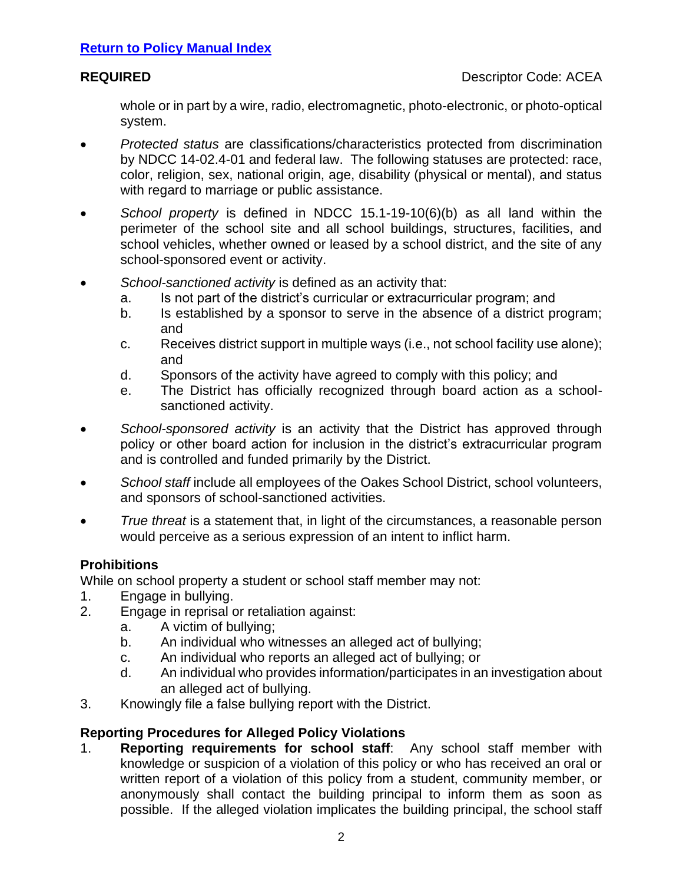**REQUIRED** Descriptor Code: ACEA

whole or in part by a wire, radio, electromagnetic, photo-electronic, or photo-optical system.

- *Protected status* are classifications/characteristics protected from discrimination by NDCC 14-02.4-01 and federal law. The following statuses are protected: race, color, religion, sex, national origin, age, disability (physical or mental), and status with regard to marriage or public assistance.

- *School property* is defined in NDCC 15.1-19-10(6)(b) as all land within the perimeter of the school site and all school buildings, structures, facilities, and school vehicles, whether owned or leased by a school district, and the site of any school-sponsored event or activity.

- *School-sanctioned activity* is defined as an activity that:
  a. Is not part of the district's curricular or extracurricular program; and
  b. Is established by a sponsor to serve in the absence of a district program; and
  c. Receives district support in multiple ways (i.e., not school facility use alone); and
  d. Sponsors of the activity have agreed to comply with this policy; and
  e. The District has officially recognized through board action as a school-sanctioned activity.

- *School-sponsored activity* is an activity that the District has approved through policy or other board action for inclusion in the district's extracurricular program and is controlled and funded primarily by the District.

- *School staff* include all employees of the Oakes School District, school volunteers, and sponsors of school-sanctioned activities.

- *True threat* is a statement that, in light of the circumstances, a reasonable person would perceive as a serious expression of an intent to inflict harm.

### Prohibitions

While on school property a student or school staff member may not:

1. Engage in bullying.
2. Engage in reprisal or retaliation against:
   a. A victim of bullying;
   b. An individual who witnesses an alleged act of bullying;
   c. An individual who reports an alleged act of bullying; or
   d. An individual who provides information/participates in an investigation about an alleged act of bullying.
3. Knowingly file a false bullying report with the District.

### Reporting Procedures for Alleged Policy Violations

1. **Reporting requirements for school staff**: Any school staff member with knowledge or suspicion of a violation of this policy or who has received an oral or written report of a violation of this policy from a student, community member, or anonymously shall contact the building principal to inform them as soon as possible. If the alleged violation implicates the building principal, the school staff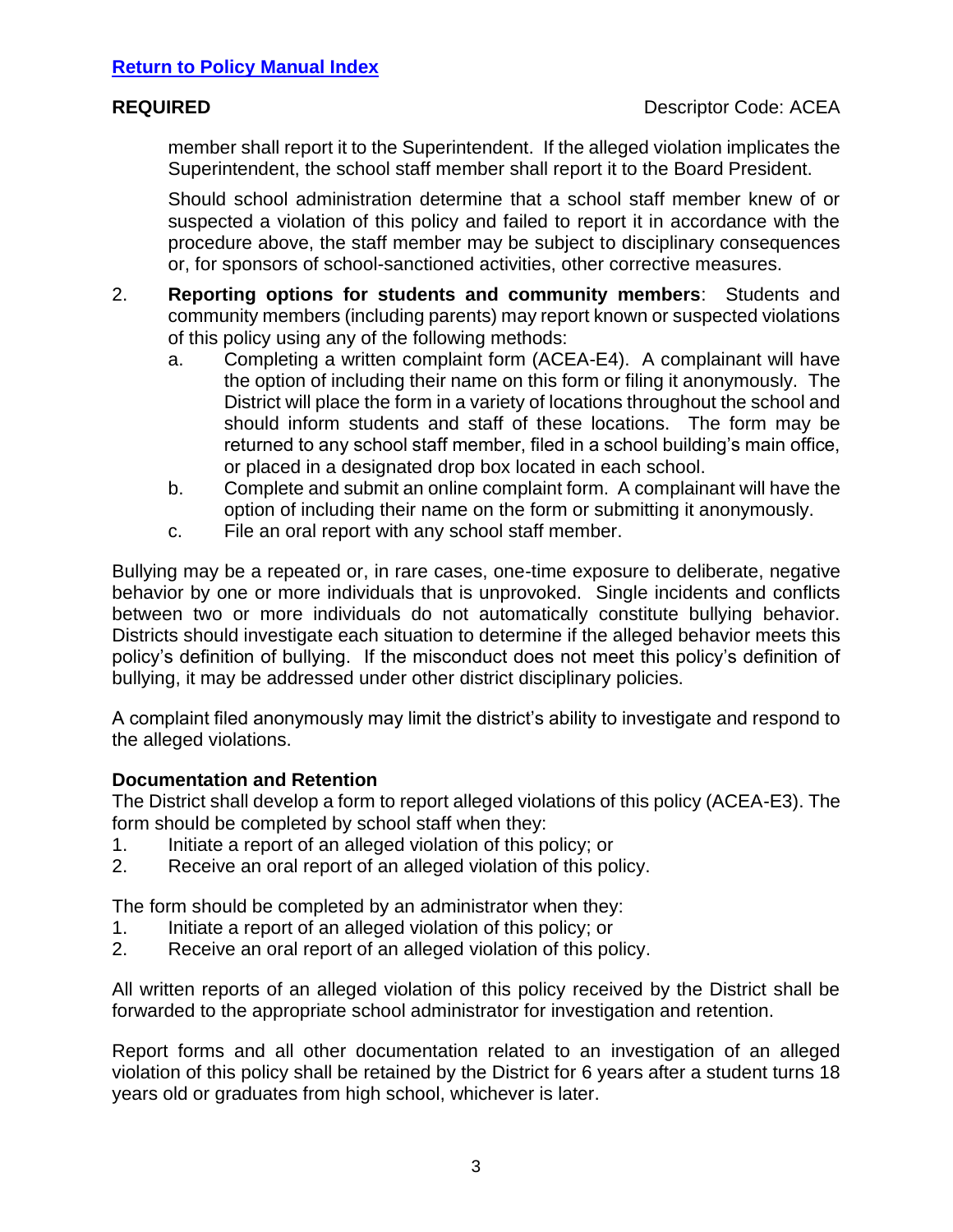member shall report it to the Superintendent. If the alleged violation implicates the Superintendent, the school staff member shall report it to the Board President.

Should school administration determine that a school staff member knew of or suspected a violation of this policy and failed to report it in accordance with the procedure above, the staff member may be subject to disciplinary consequences or, for sponsors of school-sanctioned activities, other corrective measures.

2. **Reporting options for students and community members**: Students and community members (including parents) may report known or suspected violations of this policy using any of the following methods:
   a. Completing a written complaint form (ACEA-E4). A complainant will have the option of including their name on this form or filing it anonymously. The District will place the form in a variety of locations throughout the school and should inform students and staff of these locations. The form may be returned to any school staff member, filed in a school building's main office, or placed in a designated drop box located in each school.
   b. Complete and submit an online complaint form. A complainant will have the option of including their name on the form or submitting it anonymously.
   c. File an oral report with any school staff member.

Bullying may be a repeated or, in rare cases, one-time exposure to deliberate, negative behavior by one or more individuals that is unprovoked. Single incidents and conflicts between two or more individuals do not automatically constitute bullying behavior. Districts should investigate each situation to determine if the alleged behavior meets this policy's definition of bullying. If the misconduct does not meet this policy's definition of bullying, it may be addressed under other district disciplinary policies.

A complaint filed anonymously may limit the district's ability to investigate and respond to the alleged violations.

**Documentation and Retention**

The District shall develop a form to report alleged violations of this policy (ACEA-E3). The form should be completed by school staff when they:

1. Initiate a report of an alleged violation of this policy; or
2. Receive an oral report of an alleged violation of this policy.

The form should be completed by an administrator when they:

1. Initiate a report of an alleged violation of this policy; or
2. Receive an oral report of an alleged violation of this policy.

All written reports of an alleged violation of this policy received by the District shall be forwarded to the appropriate school administrator for investigation and retention.

Report forms and all other documentation related to an investigation of an alleged violation of this policy shall be retained by the District for 6 years after a student turns 18 years old or graduates from high school, whichever is later.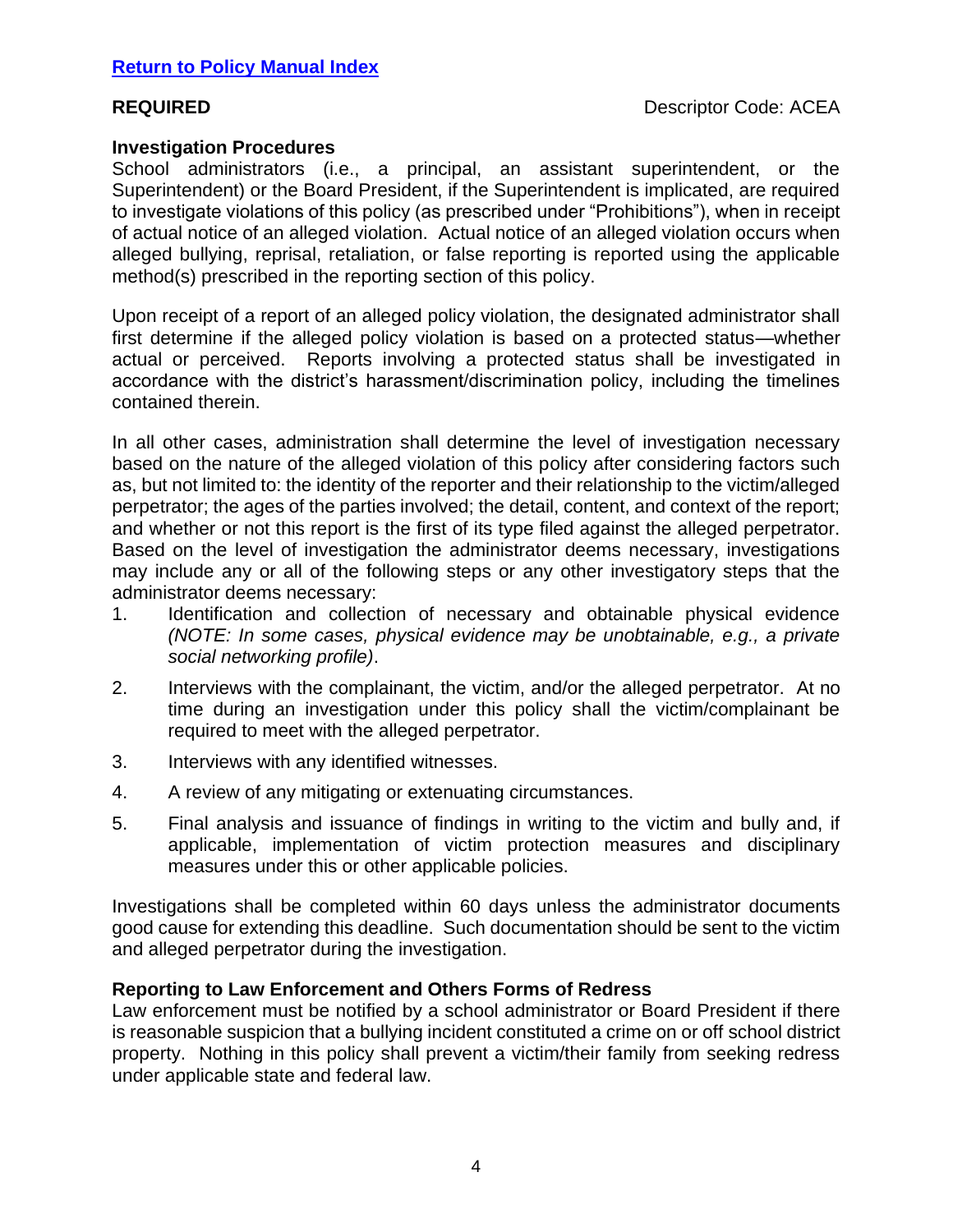[**Return to Policy Manual Index**](#)

**REQUIRED** Descriptor Code: ACEA

**Investigation Procedures**

School administrators (i.e., a principal, an assistant superintendent, or the Superintendent) or the Board President, if the Superintendent is implicated, are required to investigate violations of this policy (as prescribed under "Prohibitions"), when in receipt of actual notice of an alleged violation. Actual notice of an alleged violation occurs when alleged bullying, reprisal, retaliation, or false reporting is reported using the applicable method(s) prescribed in the reporting section of this policy.

Upon receipt of a report of an alleged policy violation, the designated administrator shall first determine if the alleged policy violation is based on a protected status—whether actual or perceived. Reports involving a protected status shall be investigated in accordance with the district's harassment/discrimination policy, including the timelines contained therein.

In all other cases, administration shall determine the level of investigation necessary based on the nature of the alleged violation of this policy after considering factors such as, but not limited to: the identity of the reporter and their relationship to the victim/alleged perpetrator; the ages of the parties involved; the detail, content, and context of the report; and whether or not this report is the first of its type filed against the alleged perpetrator. Based on the level of investigation the administrator deems necessary, investigations may include any or all of the following steps or any other investigatory steps that the administrator deems necessary:

1. Identification and collection of necessary and obtainable physical evidence *(NOTE: In some cases, physical evidence may be unobtainable, e.g., a private social networking profile)*.
2. Interviews with the complainant, the victim, and/or the alleged perpetrator. At no time during an investigation under this policy shall the victim/complainant be required to meet with the alleged perpetrator.
3. Interviews with any identified witnesses.
4. A review of any mitigating or extenuating circumstances.
5. Final analysis and issuance of findings in writing to the victim and bully and, if applicable, implementation of victim protection measures and disciplinary measures under this or other applicable policies.

Investigations shall be completed within 60 days unless the administrator documents good cause for extending this deadline. Such documentation should be sent to the victim and alleged perpetrator during the investigation.

**Reporting to Law Enforcement and Others Forms of Redress**

Law enforcement must be notified by a school administrator or Board President if there is reasonable suspicion that a bullying incident constituted a crime on or off school district property. Nothing in this policy shall prevent a victim/their family from seeking redress under applicable state and federal law.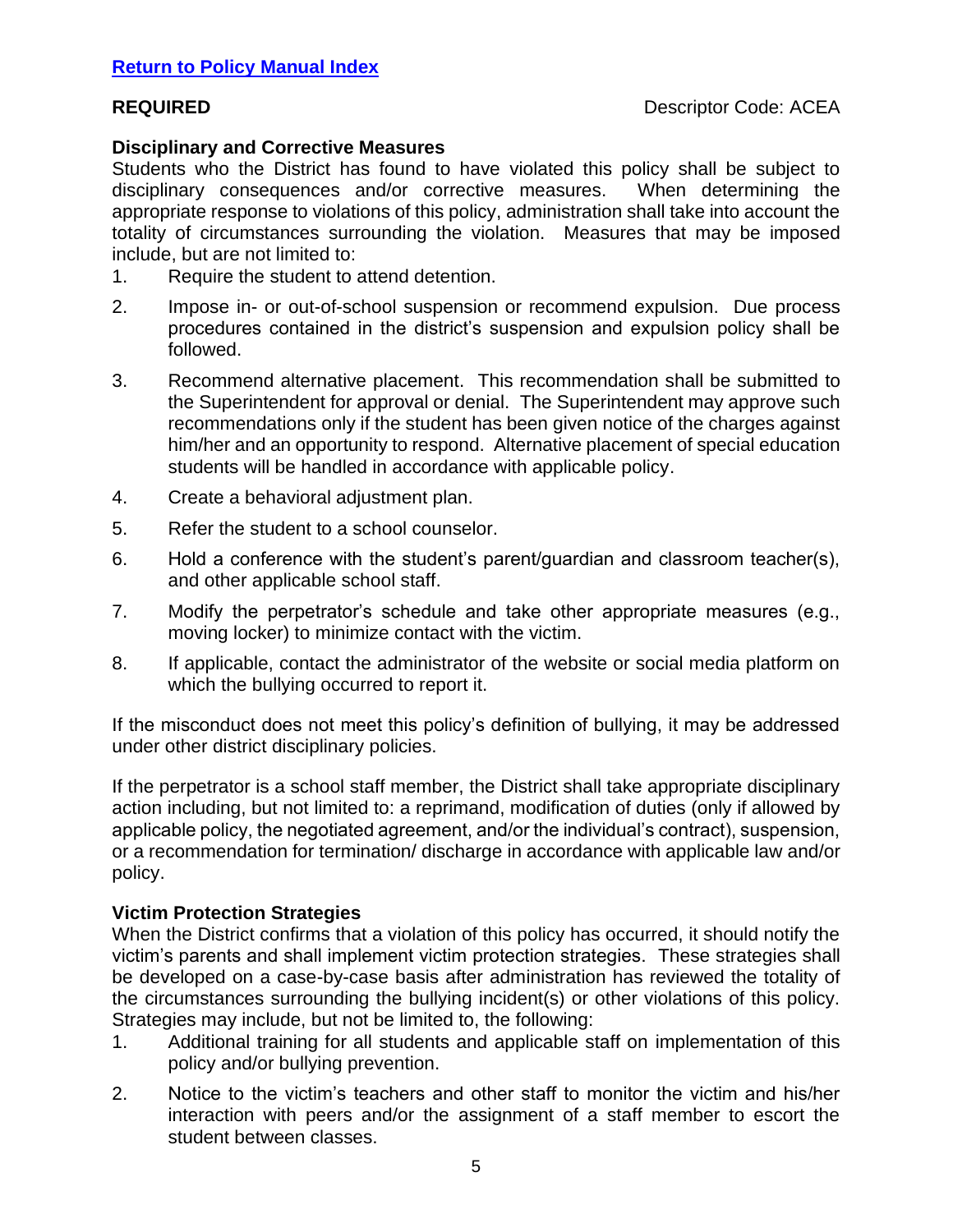[Return to Policy Manual Index]

**REQUIRED** Descriptor Code: ACEA

**Disciplinary and Corrective Measures**

Students who the District has found to have violated this policy shall be subject to disciplinary consequences and/or corrective measures. When determining the appropriate response to violations of this policy, administration shall take into account the totality of circumstances surrounding the violation. Measures that may be imposed include, but are not limited to:

1. Require the student to attend detention.
2. Impose in- or out-of-school suspension or recommend expulsion. Due process procedures contained in the district's suspension and expulsion policy shall be followed.
3. Recommend alternative placement. This recommendation shall be submitted to the Superintendent for approval or denial. The Superintendent may approve such recommendations only if the student has been given notice of the charges against him/her and an opportunity to respond. Alternative placement of special education students will be handled in accordance with applicable policy.
4. Create a behavioral adjustment plan.
5. Refer the student to a school counselor.
6. Hold a conference with the student's parent/guardian and classroom teacher(s), and other applicable school staff.
7. Modify the perpetrator's schedule and take other appropriate measures (e.g., moving locker) to minimize contact with the victim.
8. If applicable, contact the administrator of the website or social media platform on which the bullying occurred to report it.

If the misconduct does not meet this policy's definition of bullying, it may be addressed under other district disciplinary policies.

If the perpetrator is a school staff member, the District shall take appropriate disciplinary action including, but not limited to: a reprimand, modification of duties (only if allowed by applicable policy, the negotiated agreement, and/or the individual's contract), suspension, or a recommendation for termination/ discharge in accordance with applicable law and/or policy.

**Victim Protection Strategies**

When the District confirms that a violation of this policy has occurred, it should notify the victim's parents and shall implement victim protection strategies. These strategies shall be developed on a case-by-case basis after administration has reviewed the totality of the circumstances surrounding the bullying incident(s) or other violations of this policy. Strategies may include, but not be limited to, the following:

1. Additional training for all students and applicable staff on implementation of this policy and/or bullying prevention.
2. Notice to the victim's teachers and other staff to monitor the victim and his/her interaction with peers and/or the assignment of a staff member to escort the student between classes.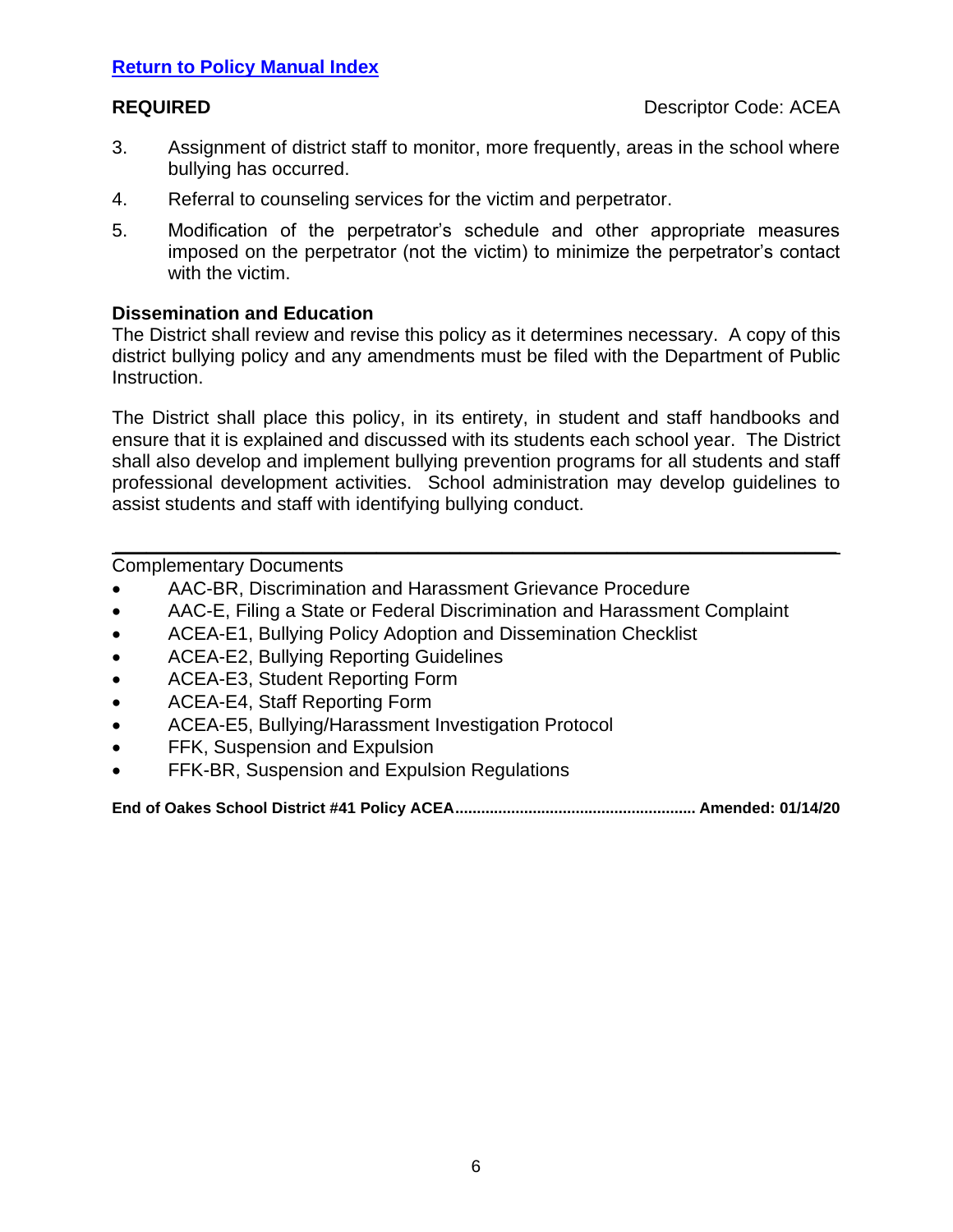[Return to Policy Manual Index](#)

**REQUIRED** Descriptor Code: ACEA

3. Assignment of district staff to monitor, more frequently, areas in the school where bullying has occurred.
4. Referral to counseling services for the victim and perpetrator.
5. Modification of the perpetrator's schedule and other appropriate measures imposed on the perpetrator (not the victim) to minimize the perpetrator's contact with the victim.

**Dissemination and Education**

The District shall review and revise this policy as it determines necessary. A copy of this district bullying policy and any amendments must be filed with the Department of Public Instruction.

The District shall place this policy, in its entirety, in student and staff handbooks and ensure that it is explained and discussed with its students each school year. The District shall also develop and implement bullying prevention programs for all students and staff professional development activities. School administration may develop guidelines to assist students and staff with identifying bullying conduct.

---

Complementary Documents

- AAC-BR, Discrimination and Harassment Grievance Procedure
- AAC-E, Filing a State or Federal Discrimination and Harassment Complaint
- ACEA-E1, Bullying Policy Adoption and Dissemination Checklist
- ACEA-E2, Bullying Reporting Guidelines
- ACEA-E3, Student Reporting Form
- ACEA-E4, Staff Reporting Form
- ACEA-E5, Bullying/Harassment Investigation Protocol
- FFK, Suspension and Expulsion
- FFK-BR, Suspension and Expulsion Regulations

**End of Oakes School District #41 Policy ACEA........................................................ Amended: 01/14/20**